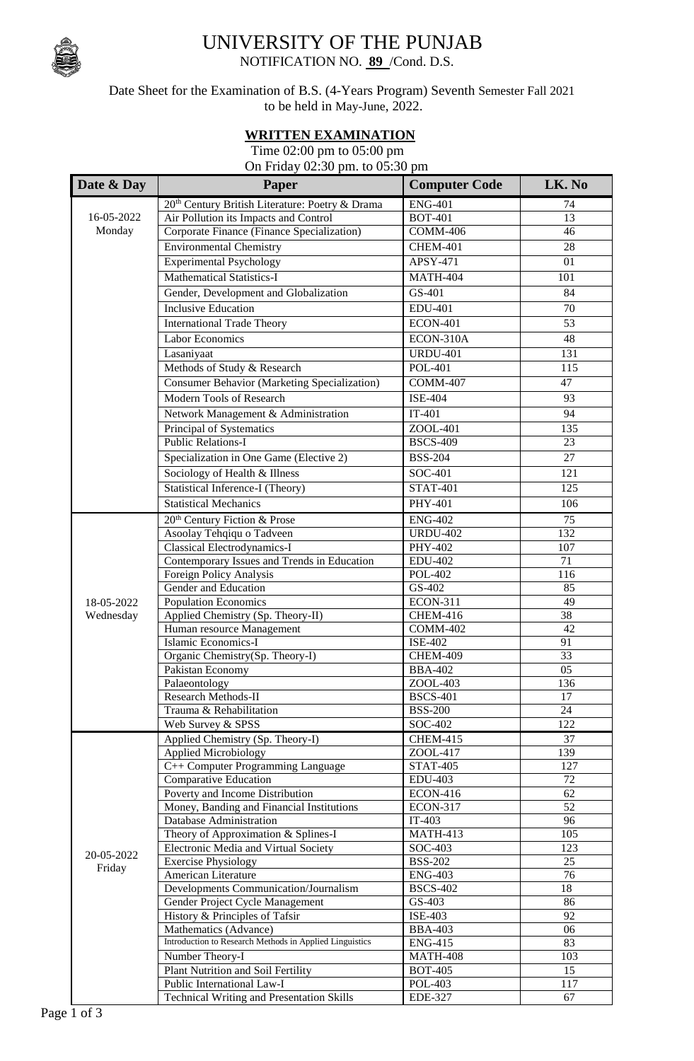# UNIVERSITY OF THE PUNJAB

NOTIFICATION NO. **89** /Cond. D.S.

Date Sheet for the Examination of B.S. (4-Years Program) Seventh Semester Fall 2021 to be held in May-June, 2022.

**WRITTEN EXAMINATION**

Time 02:00 pm to 05:00 pm
On Friday 02:30 pm. to 05:30 pm

| Date & Day | Paper | Computer Code | LK. No |
|---|---|---|---|
| 16-05-2022 Monday | 20th Century British Literature: Poetry & Drama | ENG-401 | 74 |
| | Air Pollution its Impacts and Control | BOT-401 | 13 |
| | Corporate Finance (Finance Specialization) | COMM-406 | 46 |
| | Environmental Chemistry | CHEM-401 | 28 |
| | Experimental Psychology | APSY-471 | 01 |
| | Mathematical Statistics-I | MATH-404 | 101 |
| | Gender, Development and Globalization | GS-401 | 84 |
| | Inclusive Education | EDU-401 | 70 |
| | International Trade Theory | ECON-401 | 53 |
| | Labor Economics | ECON-310A | 48 |
| | Lasaniyaat | URDU-401 | 131 |
| | Methods of Study & Research | POL-401 | 115 |
| | Consumer Behavior (Marketing Specialization) | COMM-407 | 47 |
| | Modern Tools of Research | ISE-404 | 93 |
| | Network Management & Administration | IT-401 | 94 |
| | Principal of Systematics | ZOOL-401 | 135 |
| | Public Relations-I | BSCS-409 | 23 |
| | Specialization in One Game (Elective 2) | BSS-204 | 27 |
| | Sociology of Health & Illness | SOC-401 | 121 |
| | Statistical Inference-I (Theory) | STAT-401 | 125 |
| | Statistical Mechanics | PHY-401 | 106 |
| 18-05-2022 Wednesday | 20th Century Fiction & Prose | ENG-402 | 75 |
| | Asoolay Tehqiqu o Tadveen | URDU-402 | 132 |
| | Classical Electrodynamics-I | PHY-402 | 107 |
| | Contemporary Issues and Trends in Education | EDU-402 | 71 |
| | Foreign Policy Analysis | POL-402 | 116 |
| | Gender and Education | GS-402 | 85 |
| | Population Economics | ECON-311 | 49 |
| | Applied Chemistry (Sp. Theory-II) | CHEM-416 | 38 |
| | Human resource Management | COMM-402 | 42 |
| | Islamic Economics-I | ISE-402 | 91 |
| | Organic Chemistry(Sp. Theory-I) | CHEM-409 | 33 |
| | Pakistan Economy | BBA-402 | 05 |
| | Palaeontology | ZOOL-403 | 136 |
| | Research Methods-II | BSCS-401 | 17 |
| | Trauma & Rehabilitation | BSS-200 | 24 |
| | Web Survey & SPSS | SOC-402 | 122 |
| 20-05-2022 Friday | Applied Chemistry (Sp. Theory-I) | CHEM-415 | 37 |
| | Applied Microbiology | ZOOL-417 | 139 |
| | C++ Computer Programming Language | STAT-405 | 127 |
| | Comparative Education | EDU-403 | 72 |
| | Poverty and Income Distribution | ECON-416 | 62 |
| | Money, Banding and Financial Institutions | ECON-317 | 52 |
| | Database Administration | IT-403 | 96 |
| | Theory of Approximation & Splines-I | MATH-413 | 105 |
| | Electronic Media and Virtual Society | SOC-403 | 123 |
| | Exercise Physiology | BSS-202 | 25 |
| | American Literature | ENG-403 | 76 |
| | Developments Communication/Journalism | BSCS-402 | 18 |
| | Gender Project Cycle Management | GS-403 | 86 |
| | History & Principles of Tafsir | ISE-403 | 92 |
| | Mathematics (Advance) | BBA-403 | 06 |
| | Introduction to Research Methods in Applied Linguistics | ENG-415 | 83 |
| | Number Theory-I | MATH-408 | 103 |
| | Plant Nutrition and Soil Fertility | BOT-405 | 15 |
| | Public International Law-I | POL-403 | 117 |
| | Technical Writing and Presentation Skills | EDE-327 | 67 |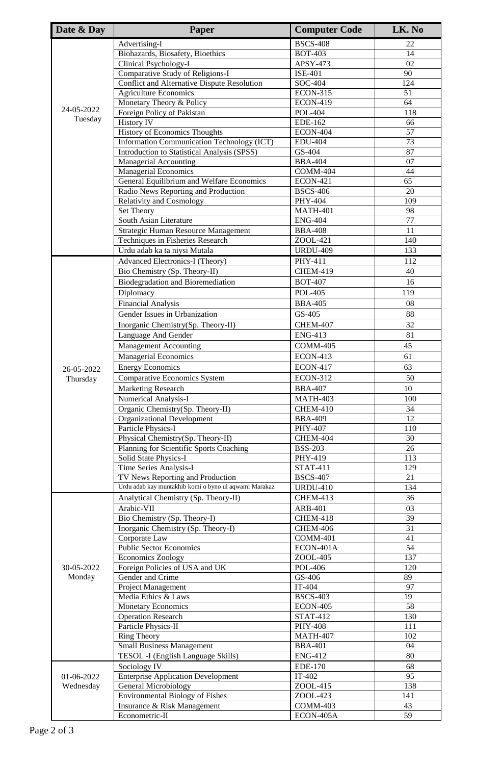| Date & Day | Paper | Computer Code | LK. No |
|---|---|---|---|
| 24-05-2022 Tuesday | Advertising-I | BSCS-408 | 22 |
| | Biohazards, Biosafety, Bioethics | BOT-403 | 14 |
| | Clinical Psychology-I | APSY-473 | 02 |
| | Comparative Study of Religions-I | ISE-401 | 90 |
| | Conflict and Alternative Dispute Resolution | SOC-404 | 124 |
| | Agriculture Economics | ECON-315 | 51 |
| | Monetary Theory & Policy | ECON-419 | 64 |
| | Foreign Policy of Pakistan | POL-404 | 118 |
| | History IV | EDE-162 | 66 |
| | History of Economics Thoughts | ECON-404 | 57 |
| | Information Communication Technology (ICT) | EDU-404 | 73 |
| | Introduction to Statistical Analysis (SPSS) | GS-404 | 87 |
| | Managerial Accounting | BBA-404 | 07 |
| | Managerial Economics | COMM-404 | 44 |
| | General Equilibrium and Welfare Economics | ECON-421 | 65 |
| | Radio News Reporting and Production | BSCS-406 | 20 |
| | Relativity and Cosmology | PHY-404 | 109 |
| | Set Theory | MATH-401 | 98 |
| | South Asian Literature | ENG-404 | 77 |
| | Strategic Human Resource Management | BBA-408 | 11 |
| | Techniques in Fisheries Research | ZOOL-421 | 140 |
| | Urdu adab ka ta niysi Mutala | URDU-409 | 133 |
| 26-05-2022 Thursday | Advanced Electronics-I (Theory) | PHY-411 | 112 |
| | Bio Chemistry (Sp. Theory-II) | CHEM-419 | 40 |
| | Biodegradation and Bioremediation | BOT-407 | 16 |
| | Diplomacy | POL-405 | 119 |
| | Financial Analysis | BBA-405 | 08 |
| | Gender Issues in Urbanization | GS-405 | 88 |
| | Inorganic Chemistry(Sp. Theory-II) | CHEM-407 | 32 |
| | Language And Gender | ENG-413 | 81 |
| | Management Accounting | COMM-405 | 45 |
| | Managerial Economics | ECON-413 | 61 |
| | Energy Economics | ECON-417 | 63 |
| | Comparative Economics System | ECON-312 | 50 |
| | Marketing Research | BBA-407 | 10 |
| | Numerical Analysis-I | MATH-403 | 100 |
| | Organic Chemistry(Sp. Theory-II) | CHEM-410 | 34 |
| | Organizational Development | BBA-409 | 12 |
| | Particle Physics-I | PHY-407 | 110 |
| | Physical Chemistry(Sp. Theory-II) | CHEM-404 | 30 |
| | Planning for Scientific Sports Coaching | BSS-203 | 26 |
| | Solid State Physics-I | PHY-419 | 113 |
| | Time Series Analysis-I | STAT-411 | 129 |
| | TV News Reporting and Production | BSCS-407 | 21 |
| | Urdu adab kay muntakhib komi o byno ul aqwami Marakaz | URDU-410 | 134 |
| 30-05-2022 Monday | Analytical Chemistry (Sp. Theory-II) | CHEM-413 | 36 |
| | Arabic-VII | ARB-401 | 03 |
| | Bio Chemistry (Sp. Theory-I) | CHEM-418 | 39 |
| | Inorganic Chemistry (Sp. Theory-I) | CHEM-406 | 31 |
| | Corporate Law | COMM-401 | 41 |
| | Public Sector Economics | ECON-401A | 54 |
| | Economics Zoology | ZOOL-405 | 137 |
| | Foreign Policies of USA and UK | POL-406 | 120 |
| | Gender and Crime | GS-406 | 89 |
| | Project Management | IT-404 | 97 |
| | Media Ethics & Laws | BSCS-403 | 19 |
| | Monetary Economics | ECON-405 | 58 |
| | Operation Research | STAT-412 | 130 |
| | Particle Physics-II | PHY-408 | 111 |
| | Ring Theory | MATH-407 | 102 |
| | Small Business Management | BBA-401 | 04 |
| | TESOL -I (English Language Skills) | ENG-412 | 80 |
| 01-06-2022 Wednesday | Sociology IV | EDE-170 | 68 |
| | Enterprise Application Development | IT-402 | 95 |
| | General Microbiology | ZOOL-415 | 138 |
| | Environmental Biology of Fishes | ZOOL-423 | 141 |
| | Insurance & Risk Management | COMM-403 | 43 |
| | Econometric-II | ECON-405A | 59 |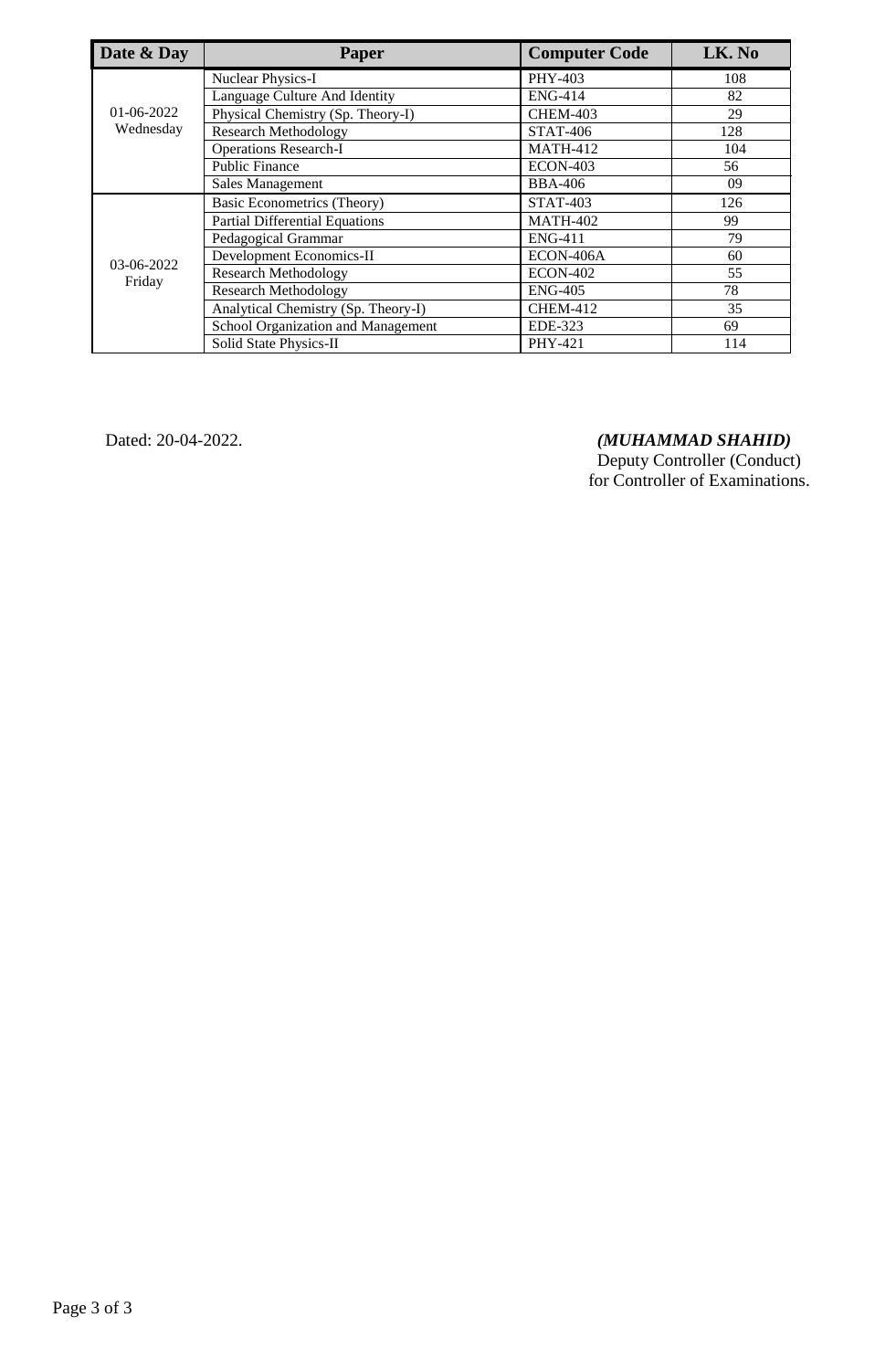| Date & Day | Paper | Computer Code | LK. No |
|---|---|---|---|
| 01-06-2022 Wednesday | Nuclear Physics-I | PHY-403 | 108 |
| | Language Culture And Identity | ENG-414 | 82 |
| | Physical Chemistry (Sp. Theory-I) | CHEM-403 | 29 |
| | Research Methodology | STAT-406 | 128 |
| | Operations Research-I | MATH-412 | 104 |
| | Public Finance | ECON-403 | 56 |
| | Sales Management | BBA-406 | 09 |
| 03-06-2022 Friday | Basic Econometrics (Theory) | STAT-403 | 126 |
| | Partial Differential Equations | MATH-402 | 99 |
| | Pedagogical Grammar | ENG-411 | 79 |
| | Development Economics-II | ECON-406A | 60 |
| | Research Methodology | ECON-402 | 55 |
| | Research Methodology | ENG-405 | 78 |
| | Analytical Chemistry (Sp. Theory-I) | CHEM-412 | 35 |
| | School Organization and Management | EDE-323 | 69 |
| | Solid State Physics-II | PHY-421 | 114 |

Dated: 20-04-2022.

***(MUHAMMAD SHAHID)***
Deputy Controller (Conduct)
for Controller of Examinations.